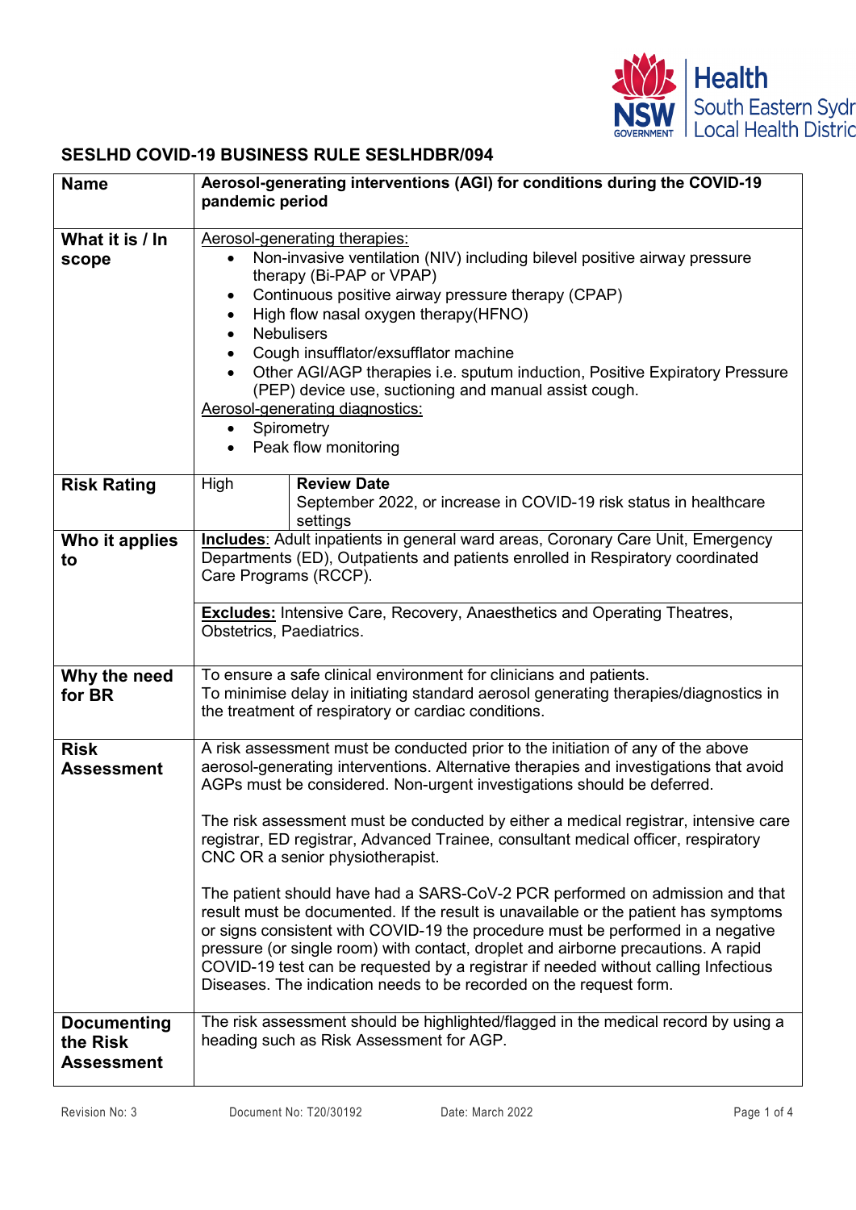## SESLHD COVID-19 BUSINESS RULE SESLHDBR/094

| **Name** | **Aerosol-generating interventions (AGI) for conditions during the COVID-19 pandemic period** | |
|---|---|---|
| **What it is / In scope** | Aerosol-generating therapies:<br>• Non-invasive ventilation (NIV) including bilevel positive airway pressure therapy (Bi-PAP or VPAP)<br>• Continuous positive airway pressure therapy (CPAP)<br>• High flow nasal oxygen therapy(HFNO)<br>• Nebulisers<br>• Cough insufflator/exsufflator machine<br>• Other AGI/AGP therapies i.e. sputum induction, Positive Expiratory Pressure (PEP) device use, suctioning and manual assist cough.<br>Aerosol-generating diagnostics:<br>• Spirometry<br>• Peak flow monitoring | |
| **Risk Rating** | High | **Review Date**<br>September 2022, or increase in COVID-19 risk status in healthcare settings |
| **Who it applies to** | **Includes**: Adult inpatients in general ward areas, Coronary Care Unit, Emergency Departments (ED), Outpatients and patients enrolled in Respiratory coordinated Care Programs (RCCP).<br><br>**Excludes:** Intensive Care, Recovery, Anaesthetics and Operating Theatres, Obstetrics, Paediatrics. | |
| **Why the need for BR** | To ensure a safe clinical environment for clinicians and patients.<br>To minimise delay in initiating standard aerosol generating therapies/diagnostics in the treatment of respiratory or cardiac conditions. | |
| **Risk Assessment** | A risk assessment must be conducted prior to the initiation of any of the above aerosol-generating interventions. Alternative therapies and investigations that avoid AGPs must be considered. Non-urgent investigations should be deferred.<br><br>The risk assessment must be conducted by either a medical registrar, intensive care registrar, ED registrar, Advanced Trainee, consultant medical officer, respiratory CNC OR a senior physiotherapist.<br><br>The patient should have had a SARS-CoV-2 PCR performed on admission and that result must be documented. If the result is unavailable or the patient has symptoms or signs consistent with COVID-19 the procedure must be performed in a negative pressure (or single room) with contact, droplet and airborne precautions. A rapid COVID-19 test can be requested by a registrar if needed without calling Infectious Diseases. The indication needs to be recorded on the request form. | |
| **Documenting the Risk Assessment** | The risk assessment should be highlighted/flagged in the medical record by using a heading such as Risk Assessment for AGP. | |

Revision No: 3 Document No: T20/30192 Date: March 2022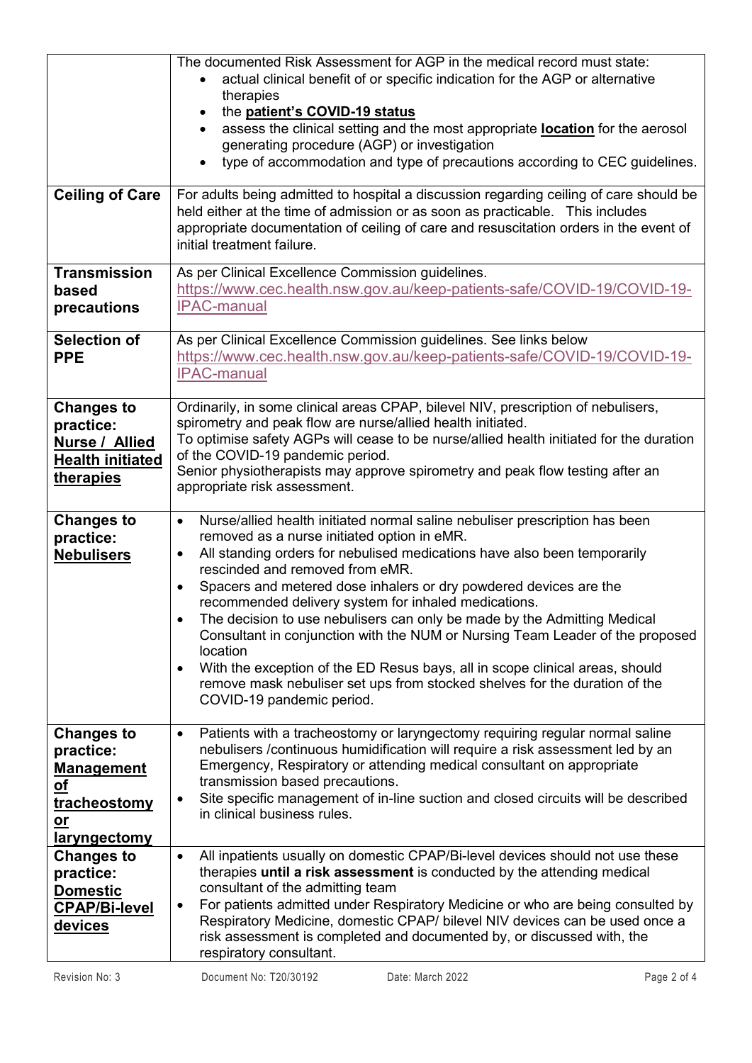| | |
|---|---|
| | The documented Risk Assessment for AGP in the medical record must state:<br>• actual clinical benefit of or specific indication for the AGP or alternative therapies<br>• the **patient's COVID-19 status**<br>• assess the clinical setting and the most appropriate **location** for the aerosol generating procedure (AGP) or investigation<br>• type of accommodation and type of precautions according to CEC guidelines. |
| **Ceiling of Care** | For adults being admitted to hospital a discussion regarding ceiling of care should be held either at the time of admission or as soon as practicable. This includes appropriate documentation of ceiling of care and resuscitation orders in the event of initial treatment failure. |
| **Transmission based precautions** | As per Clinical Excellence Commission guidelines.<br>https://www.cec.health.nsw.gov.au/keep-patients-safe/COVID-19/COVID-19-IPAC-manual |
| **Selection of PPE** | As per Clinical Excellence Commission guidelines. See links below<br>https://www.cec.health.nsw.gov.au/keep-patients-safe/COVID-19/COVID-19-IPAC-manual |
| **Changes to practice: Nurse / Allied Health initiated therapies** | Ordinarily, in some clinical areas CPAP, bilevel NIV, prescription of nebulisers, spirometry and peak flow are nurse/allied health initiated.<br>To optimise safety AGPs will cease to be nurse/allied health initiated for the duration of the COVID-19 pandemic period.<br>Senior physiotherapists may approve spirometry and peak flow testing after an appropriate risk assessment. |
| **Changes to practice: Nebulisers** | • Nurse/allied health initiated normal saline nebuliser prescription has been removed as a nurse initiated option in eMR.<br>• All standing orders for nebulised medications have also been temporarily rescinded and removed from eMR.<br>• Spacers and metered dose inhalers or dry powdered devices are the recommended delivery system for inhaled medications.<br>• The decision to use nebulisers can only be made by the Admitting Medical Consultant in conjunction with the NUM or Nursing Team Leader of the proposed location<br>• With the exception of the ED Resus bays, all in scope clinical areas, should remove mask nebuliser set ups from stocked shelves for the duration of the COVID-19 pandemic period. |
| **Changes to practice: Management of tracheostomy or laryngectomy** | • Patients with a tracheostomy or laryngectomy requiring regular normal saline nebulisers /continuous humidification will require a risk assessment led by an Emergency, Respiratory or attending medical consultant on appropriate transmission based precautions.<br>• Site specific management of in-line suction and closed circuits will be described in clinical business rules. |
| **Changes to practice: Domestic CPAP/Bi-level devices** | • All inpatients usually on domestic CPAP/Bi-level devices should not use these therapies **until a risk assessment** is conducted by the attending medical consultant of the admitting team<br>• For patients admitted under Respiratory Medicine or who are being consulted by Respiratory Medicine, domestic CPAP/ bilevel NIV devices can be used once a risk assessment is completed and documented by, or discussed with, the respiratory consultant. |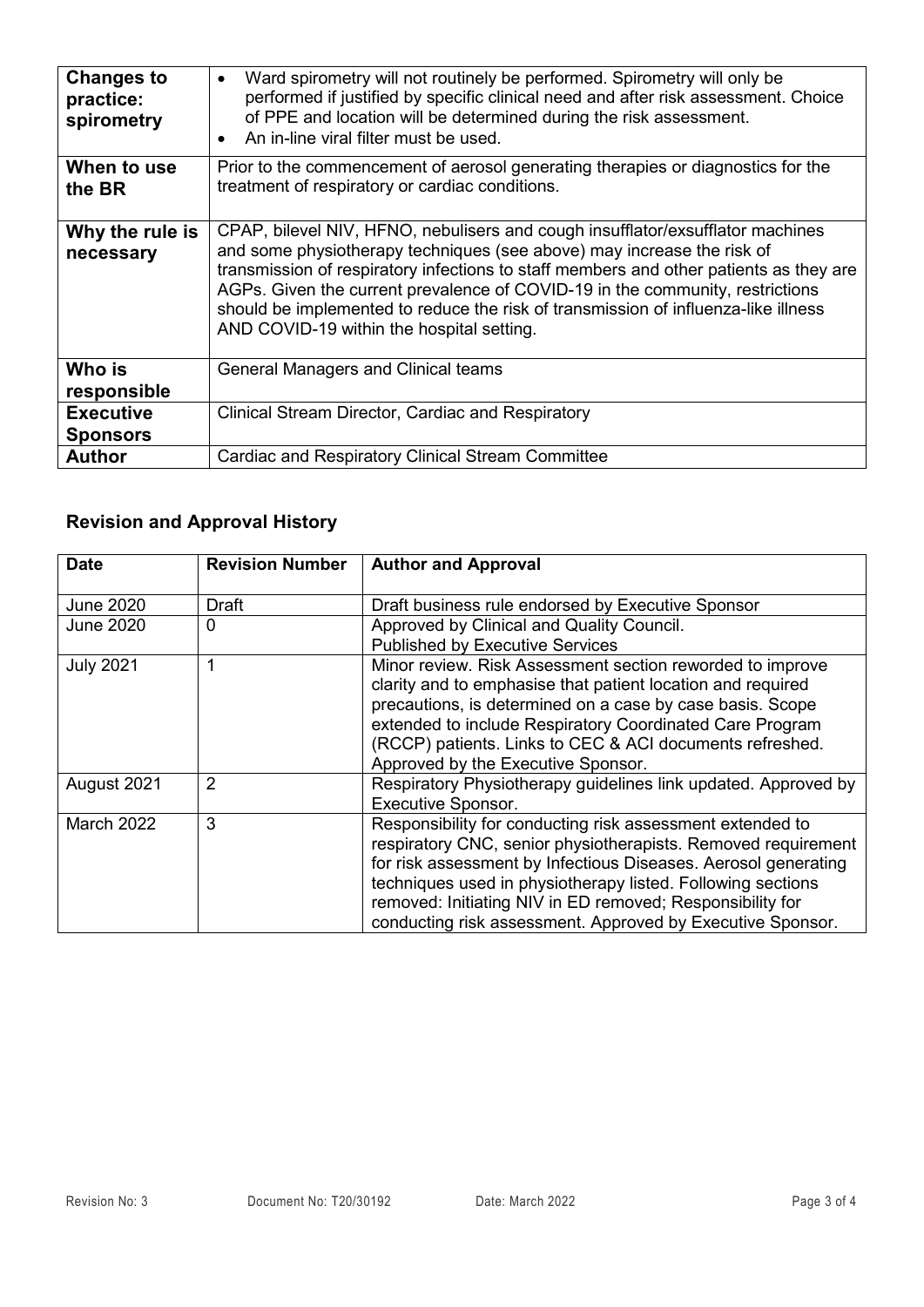| | |
|---|---|
| **Changes to practice: spirometry** | • Ward spirometry will not routinely be performed. Spirometry will only be performed if justified by specific clinical need and after risk assessment. Choice of PPE and location will be determined during the risk assessment.<br>• An in-line viral filter must be used. |
| **When to use the BR** | Prior to the commencement of aerosol generating therapies or diagnostics for the treatment of respiratory or cardiac conditions. |
| **Why the rule is necessary** | CPAP, bilevel NIV, HFNO, nebulisers and cough insufflator/exsufflator machines and some physiotherapy techniques (see above) may increase the risk of transmission of respiratory infections to staff members and other patients as they are AGPs. Given the current prevalence of COVID-19 in the community, restrictions should be implemented to reduce the risk of transmission of influenza-like illness AND COVID-19 within the hospital setting. |
| **Who is responsible** | General Managers and Clinical teams |
| **Executive Sponsors** | Clinical Stream Director, Cardiac and Respiratory |
| **Author** | Cardiac and Respiratory Clinical Stream Committee |

## Revision and Approval History

| Date | Revision Number | Author and Approval |
|---|---|---|
| June 2020 | Draft | Draft business rule endorsed by Executive Sponsor |
| June 2020 | 0 | Approved by Clinical and Quality Council.<br>Published by Executive Services |
| July 2021 | 1 | Minor review. Risk Assessment section reworded to improve clarity and to emphasise that patient location and required precautions, is determined on a case by case basis. Scope extended to include Respiratory Coordinated Care Program (RCCP) patients. Links to CEC & ACI documents refreshed. Approved by the Executive Sponsor. |
| August 2021 | 2 | Respiratory Physiotherapy guidelines link updated. Approved by Executive Sponsor. |
| March 2022 | 3 | Responsibility for conducting risk assessment extended to respiratory CNC, senior physiotherapists. Removed requirement for risk assessment by Infectious Diseases. Aerosol generating techniques used in physiotherapy listed. Following sections removed: Initiating NIV in ED removed; Responsibility for conducting risk assessment. Approved by Executive Sponsor. |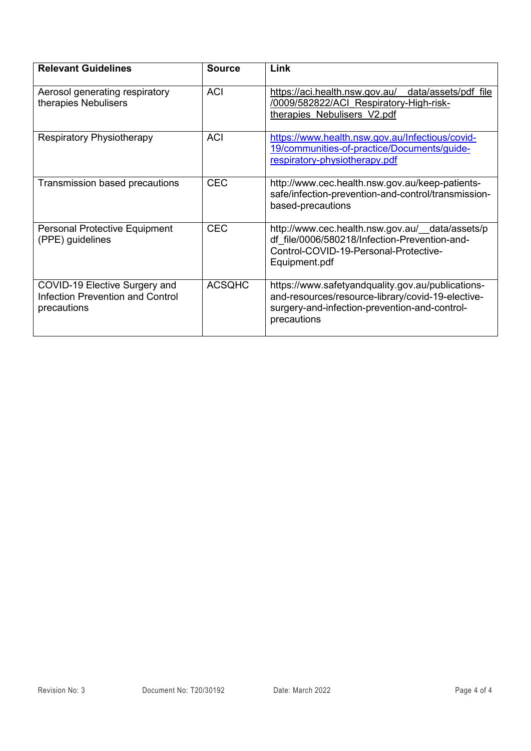| **Relevant Guidelines** | **Source** | **Link** |
| --- | --- | --- |
| Aerosol generating respiratory therapies Nebulisers | ACI | https://aci.health.nsw.gov.au/__data/assets/pdf_file/0009/582822/ACI_Respiratory-High-risk-therapies_Nebulisers_V2.pdf |
| Respiratory Physiotherapy | ACI | https://www.health.nsw.gov.au/Infectious/covid-19/communities-of-practice/Documents/guide-respiratory-physiotherapy.pdf |
| Transmission based precautions | CEC | http://www.cec.health.nsw.gov.au/keep-patients-safe/infection-prevention-and-control/transmission-based-precautions |
| Personal Protective Equipment (PPE) guidelines | CEC | http://www.cec.health.nsw.gov.au/__data/assets/pdf_file/0006/580218/Infection-Prevention-and-Control-COVID-19-Personal-Protective-Equipment.pdf |
| COVID-19 Elective Surgery and Infection Prevention and Control precautions | ACSQHC | https://www.safetyandquality.gov.au/publications-and-resources/resource-library/covid-19-elective-surgery-and-infection-prevention-and-control-precautions |